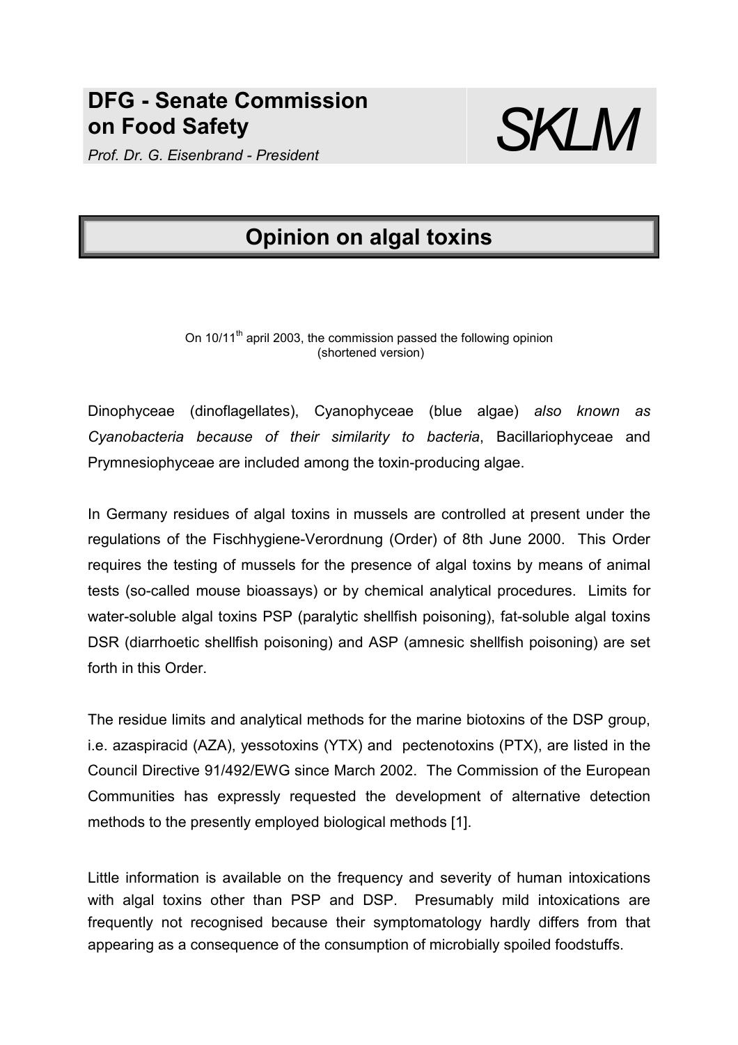# DFG - Senate Commission on Food Safety

*Prof. Dr. G. Eisenbrand - President*

*SKLM*

## Opinion on algal toxins

On 10/11th april 2003, the commission passed the following opinion (shortened version)

Dinophyceae (dinoflagellates), Cyanophyceae (blue algae) *also known as Cyanobacteria because of their similarity to bacteria*, Bacillariophyceae and Prymnesiophyceae are included among the toxin-producing algae.

In Germany residues of algal toxins in mussels are controlled at present under the regulations of the Fischhygiene-Verordnung (Order) of 8th June 2000. This Order requires the testing of mussels for the presence of algal toxins by means of animal tests (so-called mouse bioassays) or by chemical analytical procedures. Limits for water-soluble algal toxins PSP (paralytic shellfish poisoning), fat-soluble algal toxins DSR (diarrhoetic shellfish poisoning) and ASP (amnesic shellfish poisoning) are set forth in this Order.

The residue limits and analytical methods for the marine biotoxins of the DSP group, i.e. azaspiracid (AZA), yessotoxins (YTX) and pectenotoxins (PTX), are listed in the Council Directive 91/492/EWG since March 2002. The Commission of the European Communities has expressly requested the development of alternative detection methods to the presently employed biological methods [1].

Little information is available on the frequency and severity of human intoxications with algal toxins other than PSP and DSP. Presumably mild intoxications are frequently not recognised because their symptomatology hardly differs from that appearing as a consequence of the consumption of microbially spoiled foodstuffs.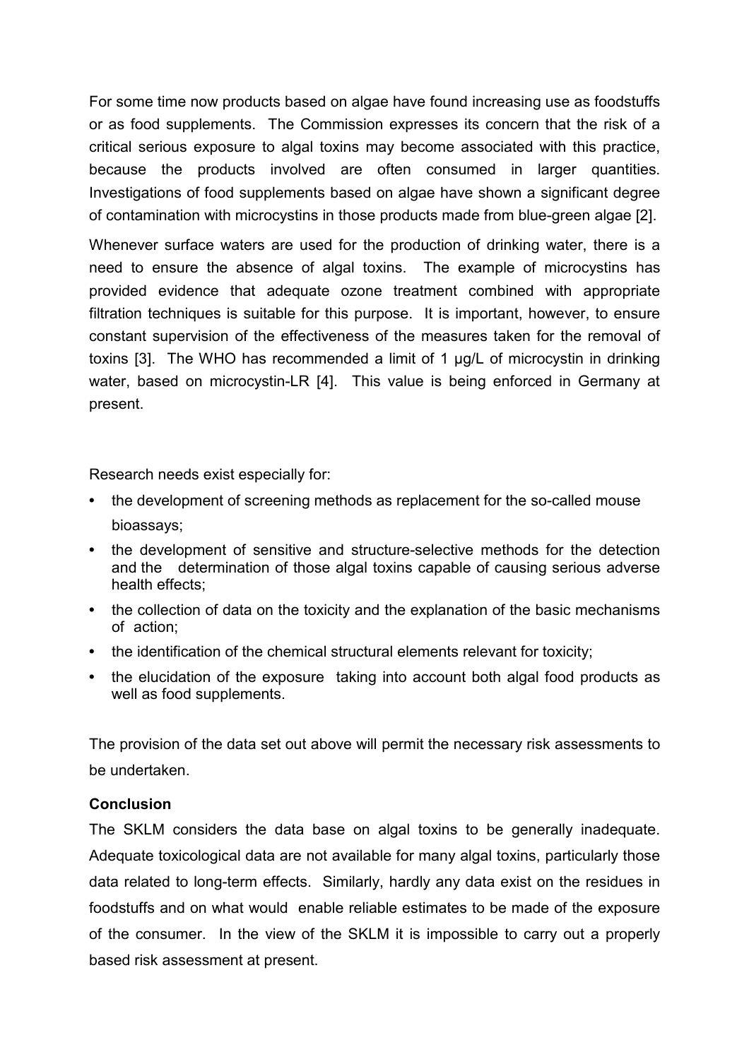For some time now products based on algae have found increasing use as foodstuffs or as food supplements. The Commission expresses its concern that the risk of a critical serious exposure to algal toxins may become associated with this practice, because the products involved are often consumed in larger quantities. Investigations of food supplements based on algae have shown a significant degree of contamination with microcystins in those products made from blue-green algae [2].

Whenever surface waters are used for the production of drinking water, there is a need to ensure the absence of algal toxins. The example of microcystins has provided evidence that adequate ozone treatment combined with appropriate filtration techniques is suitable for this purpose. It is important, however, to ensure constant supervision of the effectiveness of the measures taken for the removal of toxins [3]. The WHO has recommended a limit of 1 µg/L of microcystin in drinking water, based on microcystin-LR [4]. This value is being enforced in Germany at present.

Research needs exist especially for:

- the development of screening methods as replacement for the so-called mouse bioassays;
- the development of sensitive and structure-selective methods for the detection and the determination of those algal toxins capable of causing serious adverse health effects;
- the collection of data on the toxicity and the explanation of the basic mechanisms of action;
- the identification of the chemical structural elements relevant for toxicity;
- the elucidation of the exposure taking into account both algal food products as well as food supplements.

The provision of the data set out above will permit the necessary risk assessments to be undertaken.

**Conclusion**

The SKLM considers the data base on algal toxins to be generally inadequate. Adequate toxicological data are not available for many algal toxins, particularly those data related to long-term effects. Similarly, hardly any data exist on the residues in foodstuffs and on what would enable reliable estimates to be made of the exposure of the consumer. In the view of the SKLM it is impossible to carry out a properly based risk assessment at present.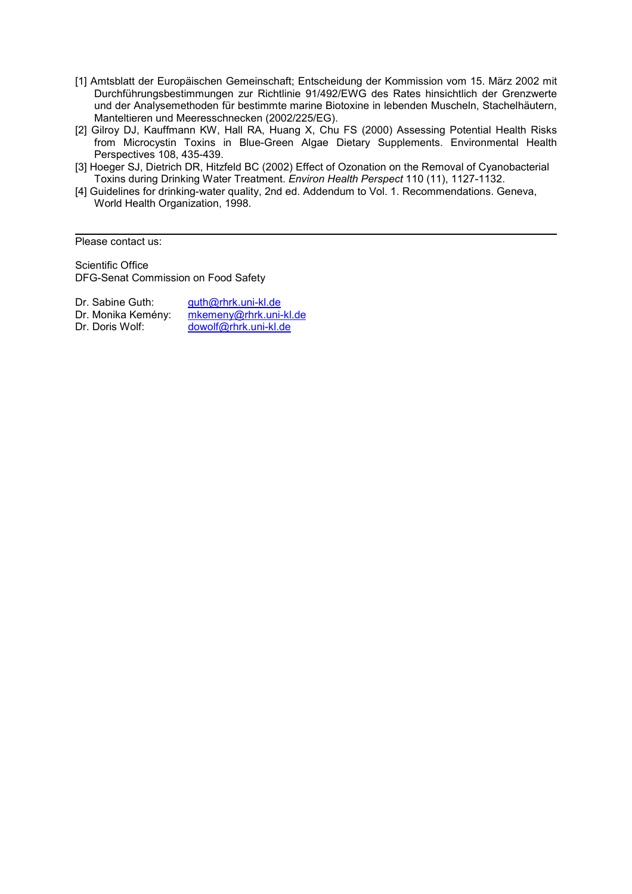[1] Amtsblatt der Europäischen Gemeinschaft; Entscheidung der Kommission vom 15. März 2002 mit Durchführungsbestimmungen zur Richtlinie 91/492/EWG des Rates hinsichtlich der Grenzwerte und der Analysemethoden für bestimmte marine Biotoxine in lebenden Muscheln, Stachelhäutern, Manteltieren und Meeresschnecken (2002/225/EG).

[2] Gilroy DJ, Kauffmann KW, Hall RA, Huang X, Chu FS (2000) Assessing Potential Health Risks from Microcystin Toxins in Blue-Green Algae Dietary Supplements. Environmental Health Perspectives 108, 435-439.

[3] Hoeger SJ, Dietrich DR, Hitzfeld BC (2002) Effect of Ozonation on the Removal of Cyanobacterial Toxins during Drinking Water Treatment. *Environ Health Perspect* 110 (11), 1127-1132.

[4] Guidelines for drinking-water quality, 2nd ed. Addendum to Vol. 1. Recommendations. Geneva, World Health Organization, 1998.

---

Please contact us:

Scientific Office
DFG-Senat Commission on Food Safety

Dr. Sabine Guth: guth@rhrk.uni-kl.de
Dr. Monika Kemény: mkemeny@rhrk.uni-kl.de
Dr. Doris Wolf: dowolf@rhrk.uni-kl.de